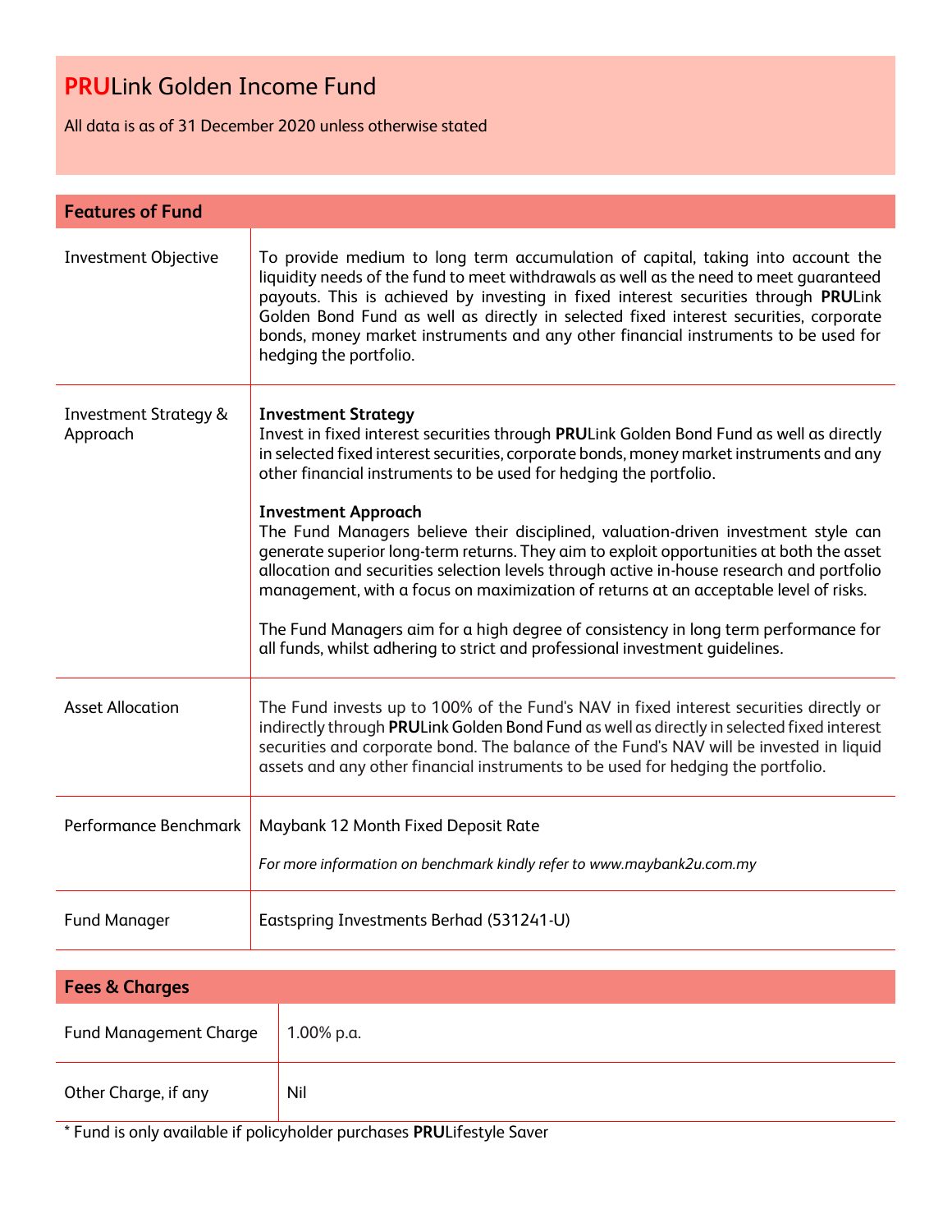# **PRU**Link Golden Income Fund

All data is as of 31 December 2020 unless otherwise stated

## Features of Fund

| | |
|---|---|
| Investment Objective | To provide medium to long term accumulation of capital, taking into account the liquidity needs of the fund to meet withdrawals as well as the need to meet guaranteed payouts. This is achieved by investing in fixed interest securities through **PRU**Link Golden Bond Fund as well as directly in selected fixed interest securities, corporate bonds, money market instruments and any other financial instruments to be used for hedging the portfolio. |
| Investment Strategy & Approach | **Investment Strategy**<br>Invest in fixed interest securities through **PRU**Link Golden Bond Fund as well as directly in selected fixed interest securities, corporate bonds, money market instruments and any other financial instruments to be used for hedging the portfolio.<br><br>**Investment Approach**<br>The Fund Managers believe their disciplined, valuation-driven investment style can generate superior long-term returns. They aim to exploit opportunities at both the asset allocation and securities selection levels through active in-house research and portfolio management, with a focus on maximization of returns at an acceptable level of risks.<br><br>The Fund Managers aim for a high degree of consistency in long term performance for all funds, whilst adhering to strict and professional investment guidelines. |
| Asset Allocation | The Fund invests up to 100% of the Fund's NAV in fixed interest securities directly or indirectly through **PRU**Link Golden Bond Fund as well as directly in selected fixed interest securities and corporate bond. The balance of the Fund's NAV will be invested in liquid assets and any other financial instruments to be used for hedging the portfolio. |
| Performance Benchmark | Maybank 12 Month Fixed Deposit Rate<br><br>*For more information on benchmark kindly refer to www.maybank2u.com.my* |
| Fund Manager | Eastspring Investments Berhad (531241-U) |

## Fees & Charges

| | |
|---|---|
| Fund Management Charge | 1.00% p.a. |
| Other Charge, if any | Nil |

* Fund is only available if policyholder purchases **PRU**Lifestyle Saver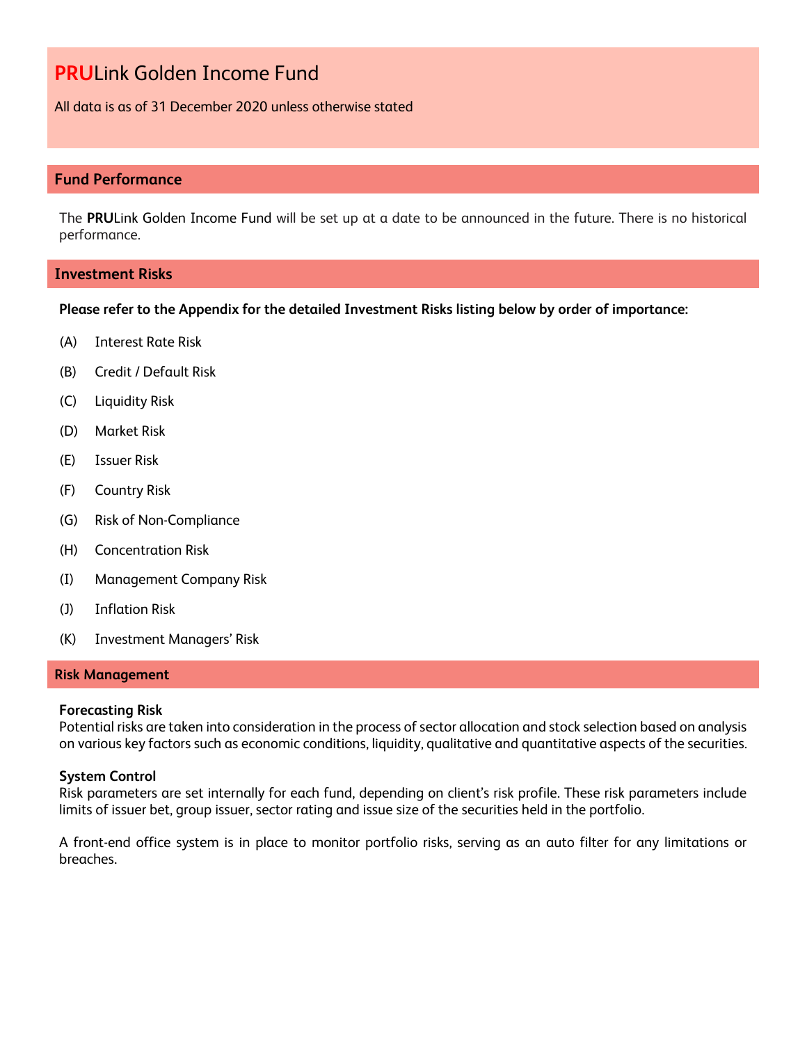# **PRU**Link Golden Income Fund

All data is as of 31 December 2020 unless otherwise stated

## Fund Performance

The **PRU**Link Golden Income Fund will be set up at a date to be announced in the future. There is no historical performance.

## Investment Risks

**Please refer to the Appendix for the detailed Investment Risks listing below by order of importance:**

(A) Interest Rate Risk

(B) Credit / Default Risk

(C) Liquidity Risk

(D) Market Risk

(E) Issuer Risk

(F) Country Risk

(G) Risk of Non-Compliance

(H) Concentration Risk

(I) Management Company Risk

(J) Inflation Risk

(K) Investment Managers' Risk

## Risk Management

**Forecasting Risk**
Potential risks are taken into consideration in the process of sector allocation and stock selection based on analysis on various key factors such as economic conditions, liquidity, qualitative and quantitative aspects of the securities.

**System Control**
Risk parameters are set internally for each fund, depending on client's risk profile. These risk parameters include limits of issuer bet, group issuer, sector rating and issue size of the securities held in the portfolio.

A front-end office system is in place to monitor portfolio risks, serving as an auto filter for any limitations or breaches.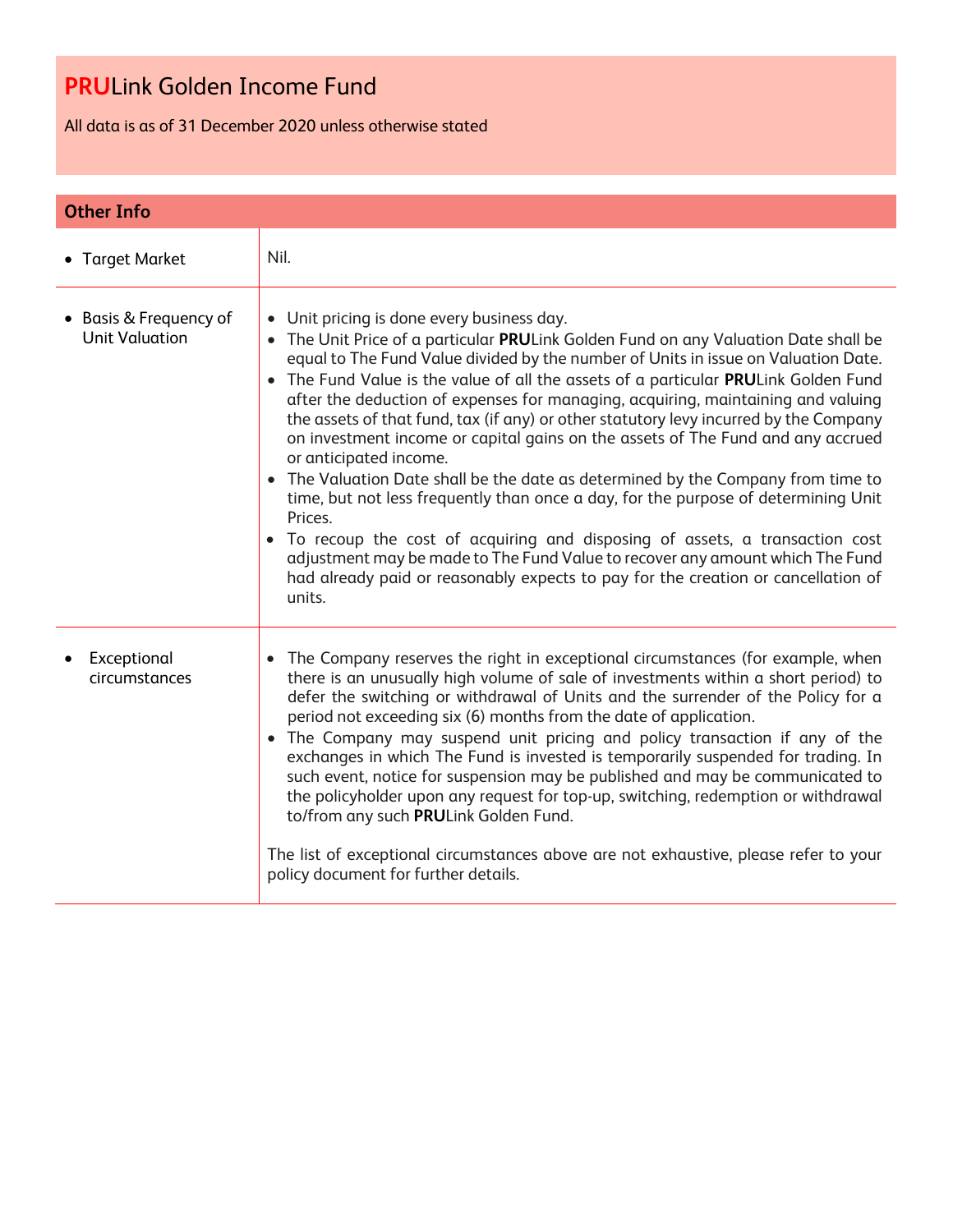# **PRU**Link Golden Income Fund

All data is as of 31 December 2020 unless otherwise stated

## Other Info

| | |
|---|---|
| • Target Market | Nil. |
| • Basis & Frequency of Unit Valuation | • Unit pricing is done every business day.<br>• The Unit Price of a particular **PRU**Link Golden Fund on any Valuation Date shall be equal to The Fund Value divided by the number of Units in issue on Valuation Date.<br>• The Fund Value is the value of all the assets of a particular **PRU**Link Golden Fund after the deduction of expenses for managing, acquiring, maintaining and valuing the assets of that fund, tax (if any) or other statutory levy incurred by the Company on investment income or capital gains on the assets of The Fund and any accrued or anticipated income.<br>• The Valuation Date shall be the date as determined by the Company from time to time, but not less frequently than once a day, for the purpose of determining Unit Prices.<br>• To recoup the cost of acquiring and disposing of assets, a transaction cost adjustment may be made to The Fund Value to recover any amount which The Fund had already paid or reasonably expects to pay for the creation or cancellation of units. |
| • Exceptional circumstances | • The Company reserves the right in exceptional circumstances (for example, when there is an unusually high volume of sale of investments within a short period) to defer the switching or withdrawal of Units and the surrender of the Policy for a period not exceeding six (6) months from the date of application.<br>• The Company may suspend unit pricing and policy transaction if any of the exchanges in which The Fund is invested is temporarily suspended for trading. In such event, notice for suspension may be published and may be communicated to the policyholder upon any request for top-up, switching, redemption or withdrawal to/from any such **PRU**Link Golden Fund.<br><br>The list of exceptional circumstances above are not exhaustive, please refer to your policy document for further details. |